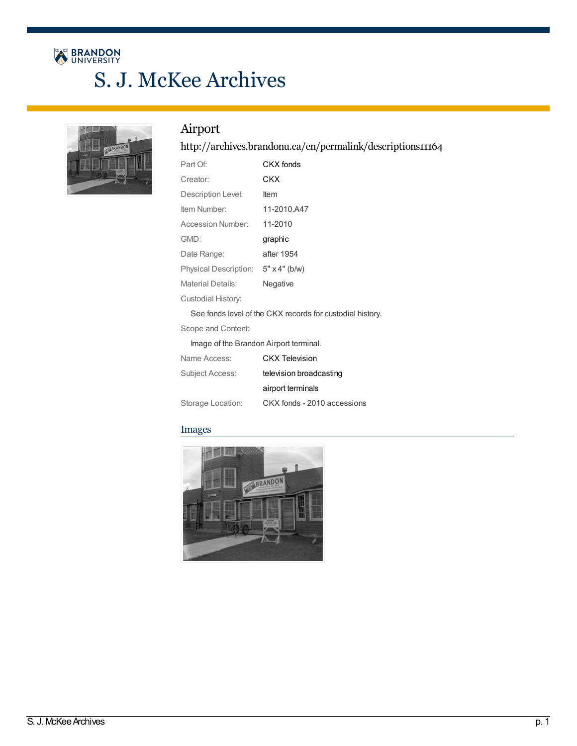# S. J. McKee Archives

## Airport

http://archives.brandonu.ca/en/permalink/descriptions11164

| | |
|---|---|
| Part Of: | CKX fonds |
| Creator: | CKX |
| Description Level: | Item |
| Item Number: | 11-2010.A47 |
| Accession Number: | 11-2010 |
| GMD: | graphic |
| Date Range: | after 1954 |
| Physical Description: | 5" x 4" (b/w) |
| Material Details: | Negative |

Custodial History:

See fonds level of the CKX records for custodial history.

Scope and Content:

Image of the Brandon Airport terminal.

| | |
|---|---|
| Name Access: | CKX Television |
| Subject Access: | television broadcasting |
| | airport terminals |
| Storage Location: | CKX fonds - 2010 accessions |

### Images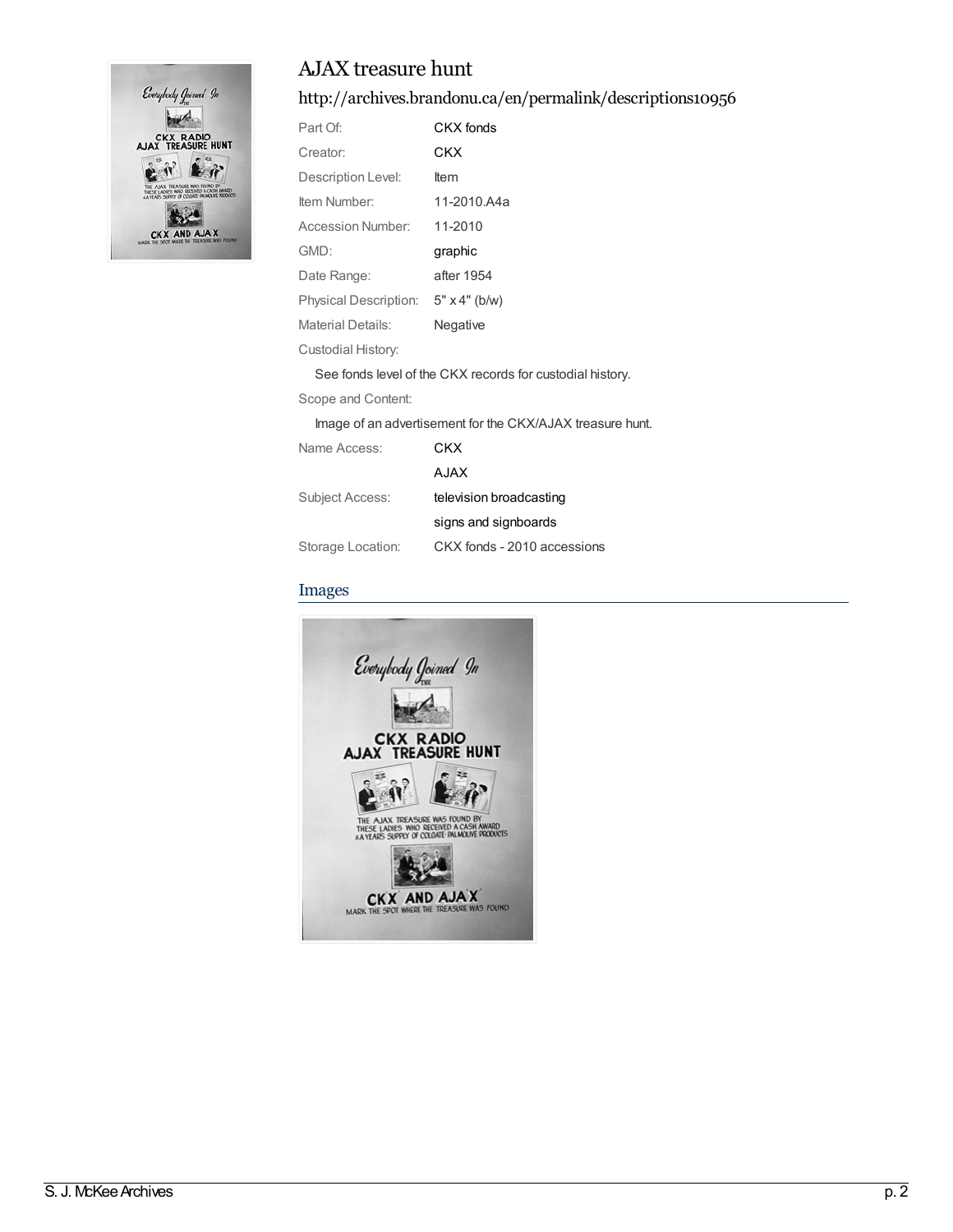# AJAX treasure hunt

## http://archives.brandonu.ca/en/permalink/descriptions10956

| | |
|---|---|
| Part Of: | CKX fonds |
| Creator: | CKX |
| Description Level: | Item |
| Item Number: | 11-2010.A4a |
| Accession Number: | 11-2010 |
| GMD: | graphic |
| Date Range: | after 1954 |
| Physical Description: | 5" x 4" (b/w) |
| Material Details: | Negative |

Custodial History:

See fonds level of the CKX records for custodial history.

Scope and Content:

Image of an advertisement for the CKX/AJAX treasure hunt.

| | |
|---|---|
| Name Access: | CKX |
| | AJAX |
| Subject Access: | television broadcasting |
| | signs and signboards |
| Storage Location: | CKX fonds - 2010 accessions |

## Images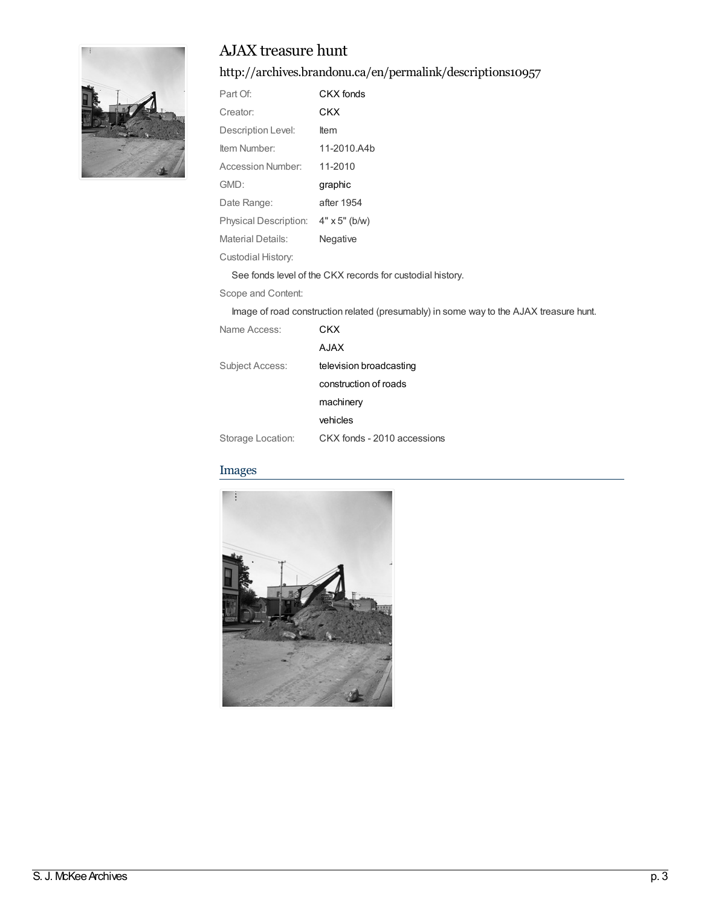# AJAX treasure hunt

## http://archives.brandonu.ca/en/permalink/descriptions10957

| | |
|---|---|
| Part Of: | CKX fonds |
| Creator: | CKX |
| Description Level: | Item |
| Item Number: | 11-2010.A4b |
| Accession Number: | 11-2010 |
| GMD: | graphic |
| Date Range: | after 1954 |
| Physical Description: | 4" x 5" (b/w) |
| Material Details: | Negative |

Custodial History:

See fonds level of the CKX records for custodial history.

Scope and Content:

Image of road construction related (presumably) in some way to the AJAX treasure hunt.

| | |
|---|---|
| Name Access: | CKX |
| | AJAX |
| Subject Access: | television broadcasting |
| | construction of roads |
| | machinery |
| | vehicles |
| Storage Location: | CKX fonds - 2010 accessions |

## Images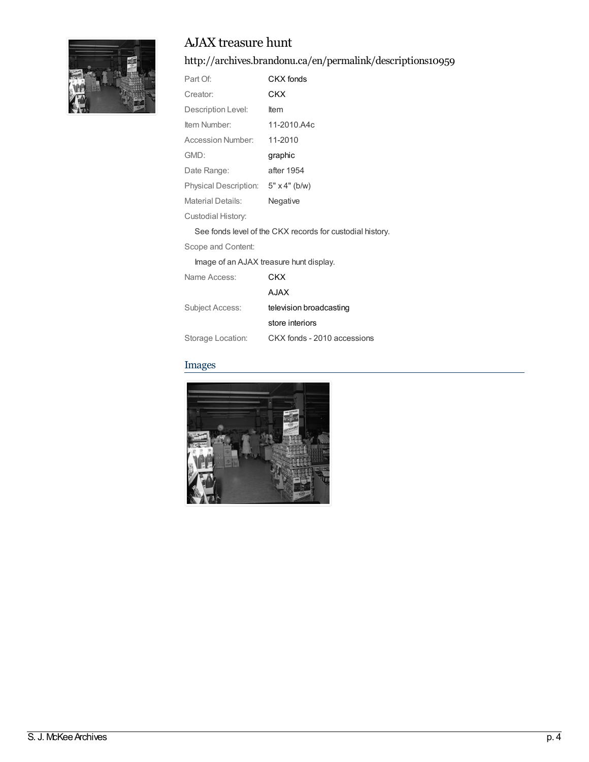# AJAX treasure hunt

## http://archives.brandonu.ca/en/permalink/descriptions10959

| | |
|---|---|
| Part Of: | CKX fonds |
| Creator: | CKX |
| Description Level: | Item |
| Item Number: | 11-2010.A4c |
| Accession Number: | 11-2010 |
| GMD: | graphic |
| Date Range: | after 1954 |
| Physical Description: | 5" x 4" (b/w) |
| Material Details: | Negative |

Custodial History:

See fonds level of the CKX records for custodial history.

Scope and Content:

Image of an AJAX treasure hunt display.

| | |
|---|---|
| Name Access: | CKX |
| | AJAX |
| Subject Access: | television broadcasting |
| | store interiors |
| Storage Location: | CKX fonds - 2010 accessions |

## Images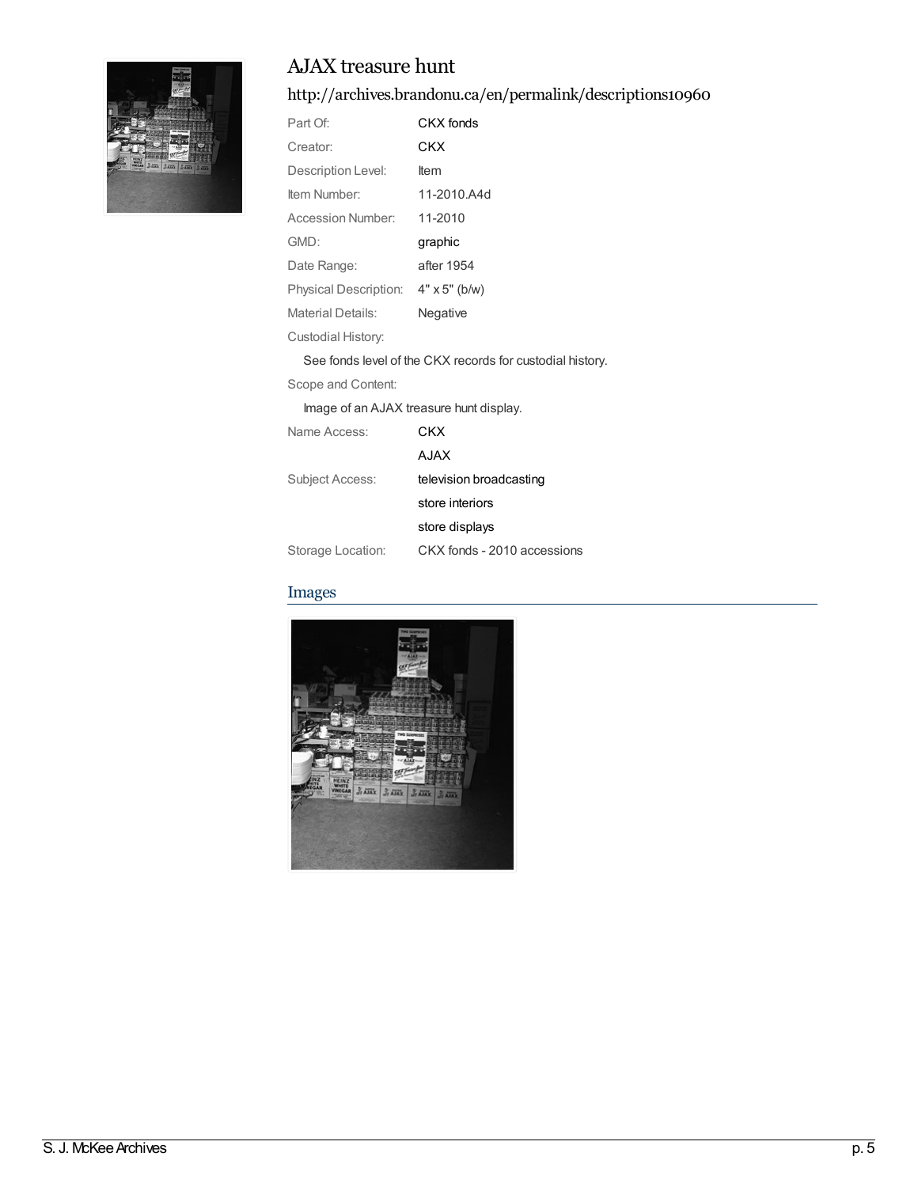# AJAX treasure hunt

http://archives.brandonu.ca/en/permalink/descriptions10960

| | |
|---|---|
| Part Of: | CKX fonds |
| Creator: | CKX |
| Description Level: | Item |
| Item Number: | 11-2010.A4d |
| Accession Number: | 11-2010 |
| GMD: | graphic |
| Date Range: | after 1954 |
| Physical Description: | 4" x 5" (b/w) |
| Material Details: | Negative |

Custodial History:

See fonds level of the CKX records for custodial history.

Scope and Content:

Image of an AJAX treasure hunt display.

| | |
|---|---|
| Name Access: | CKX |
| | AJAX |
| Subject Access: | television broadcasting |
| | store interiors |
| | store displays |
| Storage Location: | CKX fonds - 2010 accessions |

## Images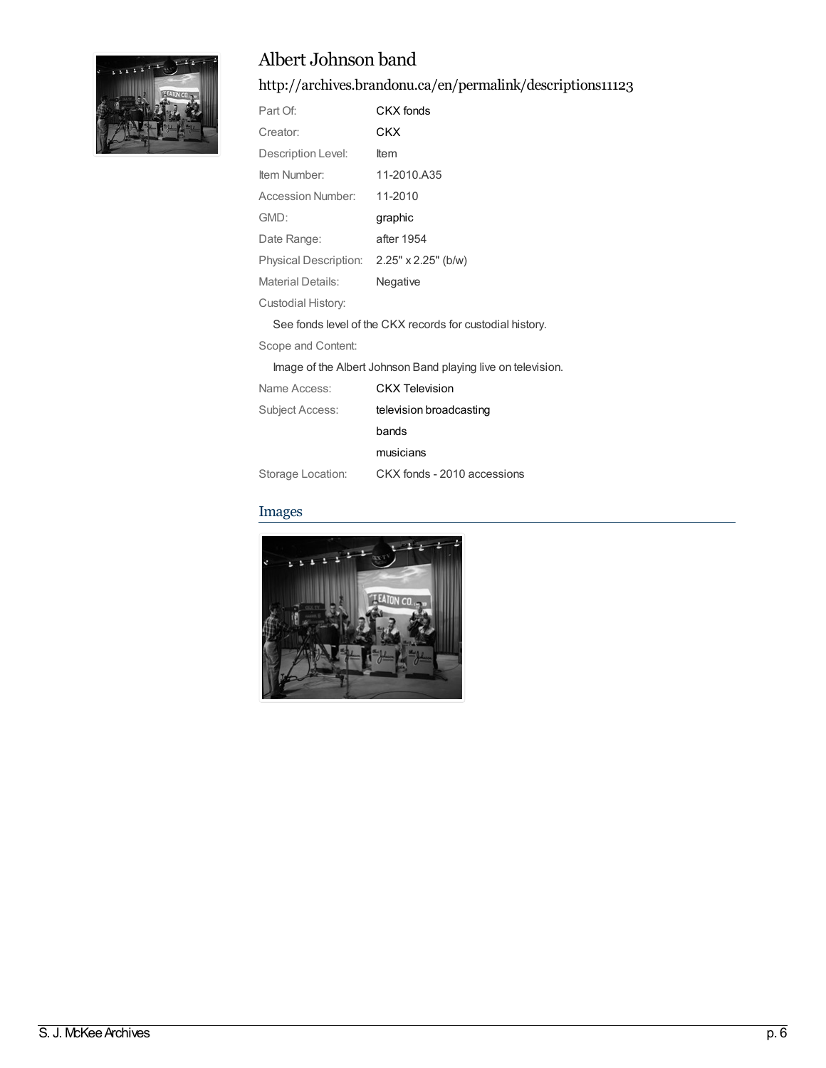# Albert Johnson band

http://archives.brandonu.ca/en/permalink/descriptions11123

| | |
|---|---|
| Part Of: | CKX fonds |
| Creator: | CKX |
| Description Level: | Item |
| Item Number: | 11-2010.A35 |
| Accession Number: | 11-2010 |
| GMD: | graphic |
| Date Range: | after 1954 |
| Physical Description: | 2.25" x 2.25" (b/w) |
| Material Details: | Negative |

Custodial History:

See fonds level of the CKX records for custodial history.

Scope and Content:

Image of the Albert Johnson Band playing live on television.

| | |
|---|---|
| Name Access: | CKX Television |
| Subject Access: | television broadcasting |
| | bands |
| | musicians |
| Storage Location: | CKX fonds - 2010 accessions |

## Images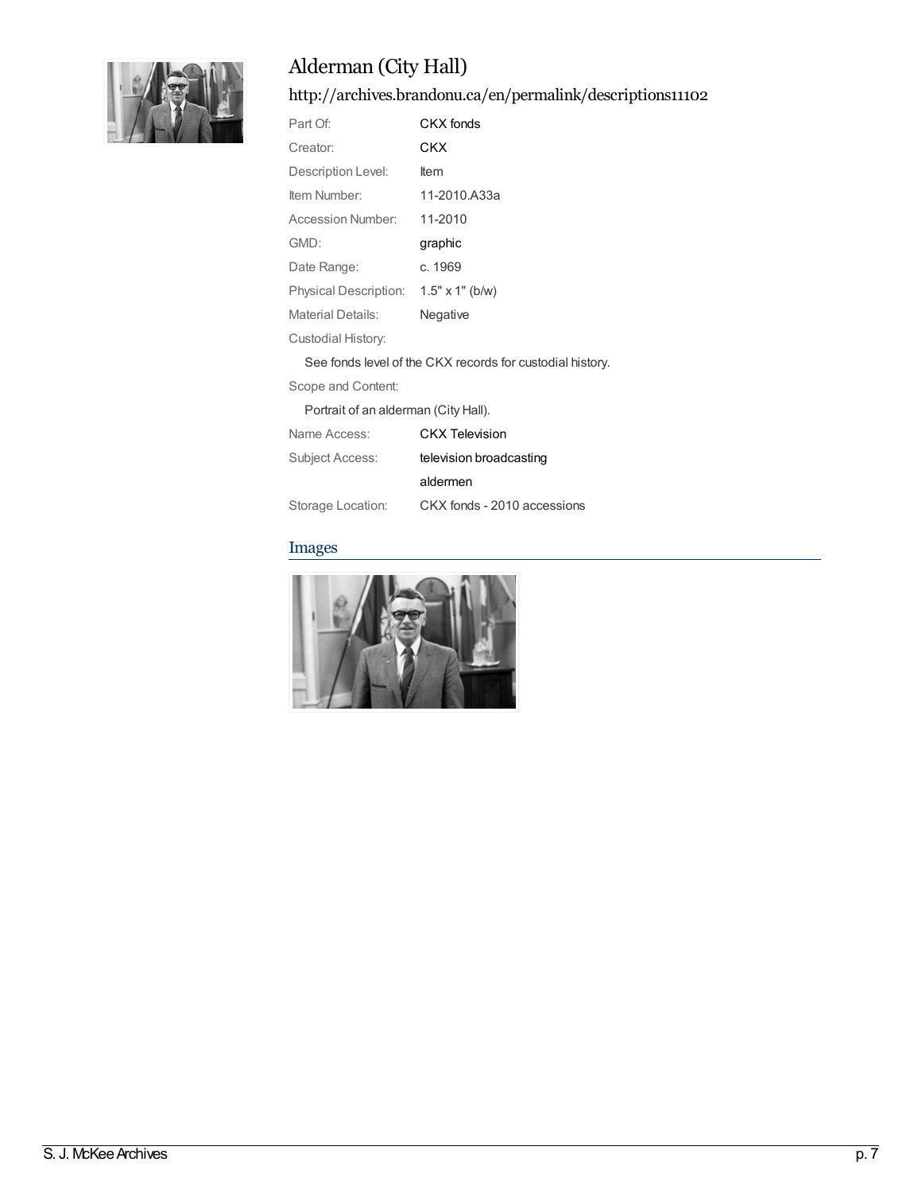# Alderman (City Hall)

## http://archives.brandonu.ca/en/permalink/descriptions11102

| | |
|---|---|
| Part Of: | CKX fonds |
| Creator: | CKX |
| Description Level: | Item |
| Item Number: | 11-2010.A33a |
| Accession Number: | 11-2010 |
| GMD: | graphic |
| Date Range: | c. 1969 |
| Physical Description: | 1.5" x 1" (b/w) |
| Material Details: | Negative |

Custodial History:

See fonds level of the CKX records for custodial history.

Scope and Content:

Portrait of an alderman (City Hall).

| | |
|---|---|
| Name Access: | CKX Television |
| Subject Access: | television broadcasting |
| | aldermen |
| Storage Location: | CKX fonds - 2010 accessions |

## Images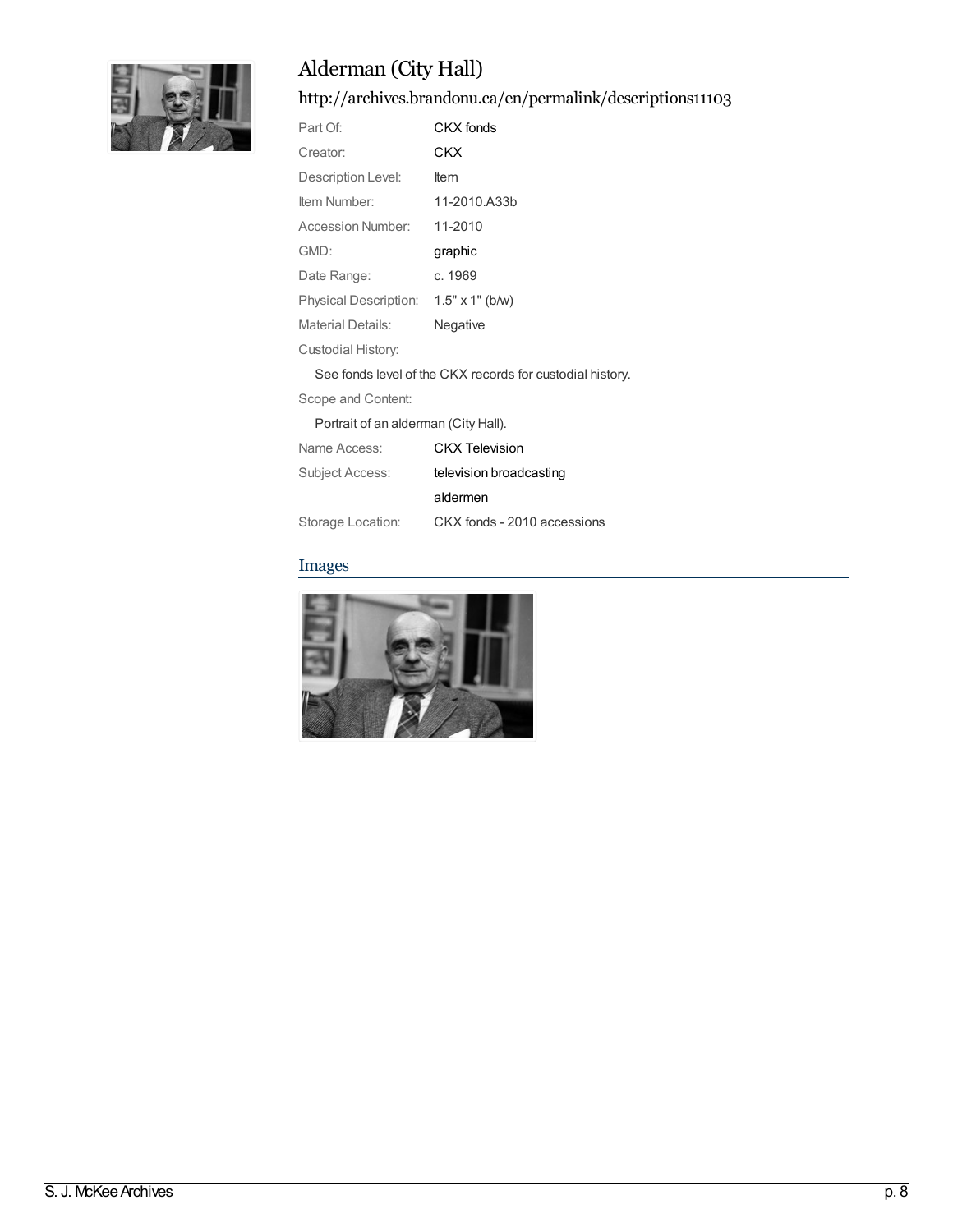# Alderman (City Hall)

## http://archives.brandonu.ca/en/permalink/descriptions11103

| | |
|---|---|
| Part Of: | CKX fonds |
| Creator: | CKX |
| Description Level: | Item |
| Item Number: | 11-2010.A33b |
| Accession Number: | 11-2010 |
| GMD: | graphic |
| Date Range: | c. 1969 |
| Physical Description: | 1.5" x 1" (b/w) |
| Material Details: | Negative |

Custodial History:

See fonds level of the CKX records for custodial history.

Scope and Content:

Portrait of an alderman (City Hall).

| | |
|---|---|
| Name Access: | CKX Television |
| Subject Access: | television broadcasting |
| | aldermen |
| Storage Location: | CKX fonds - 2010 accessions |

## Images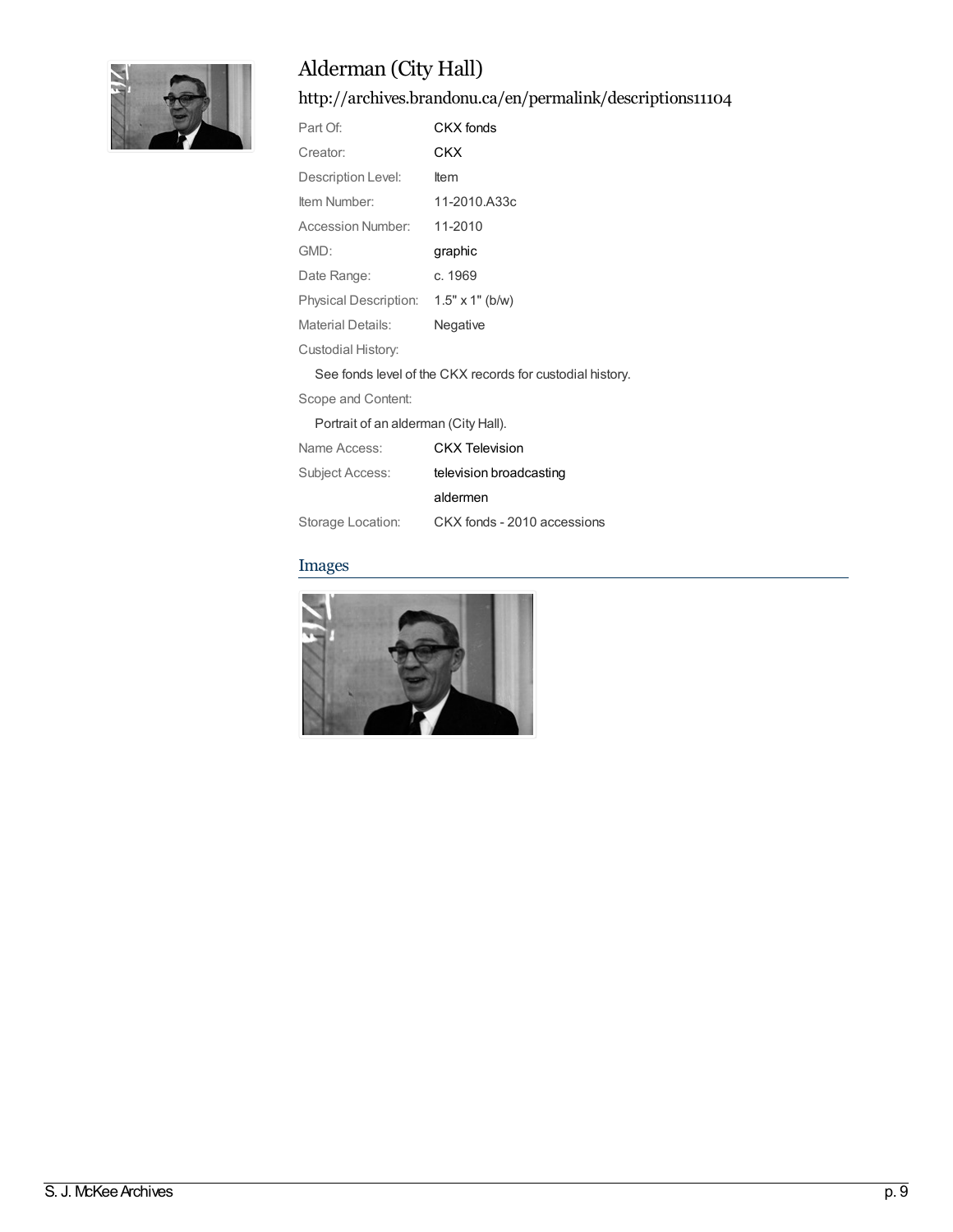# Alderman (City Hall)

## http://archives.brandonu.ca/en/permalink/descriptions11104

| | |
|---|---|
| Part Of: | CKX fonds |
| Creator: | CKX |
| Description Level: | Item |
| Item Number: | 11-2010.A33c |
| Accession Number: | 11-2010 |
| GMD: | graphic |
| Date Range: | c. 1969 |
| Physical Description: | 1.5" x 1" (b/w) |
| Material Details: | Negative |

Custodial History:

See fonds level of the CKX records for custodial history.

Scope and Content:

Portrait of an alderman (City Hall).

| | |
|---|---|
| Name Access: | CKX Television |
| Subject Access: | television broadcasting |
| | aldermen |
| Storage Location: | CKX fonds - 2010 accessions |

## Images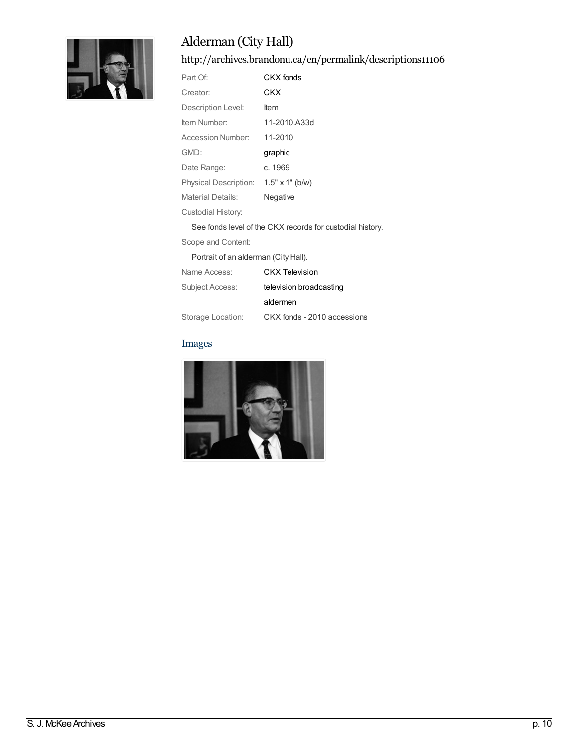# Alderman (City Hall)

## http://archives.brandonu.ca/en/permalink/descriptions11106

| | |
|---|---|
| Part Of: | CKX fonds |
| Creator: | CKX |
| Description Level: | Item |
| Item Number: | 11-2010.A33d |
| Accession Number: | 11-2010 |
| GMD: | graphic |
| Date Range: | c. 1969 |
| Physical Description: | 1.5" x 1" (b/w) |
| Material Details: | Negative |

Custodial History:

See fonds level of the CKX records for custodial history.

Scope and Content:

Portrait of an alderman (City Hall).

| | |
|---|---|
| Name Access: | CKX Television |
| Subject Access: | television broadcasting |
| | aldermen |
| Storage Location: | CKX fonds - 2010 accessions |

### Images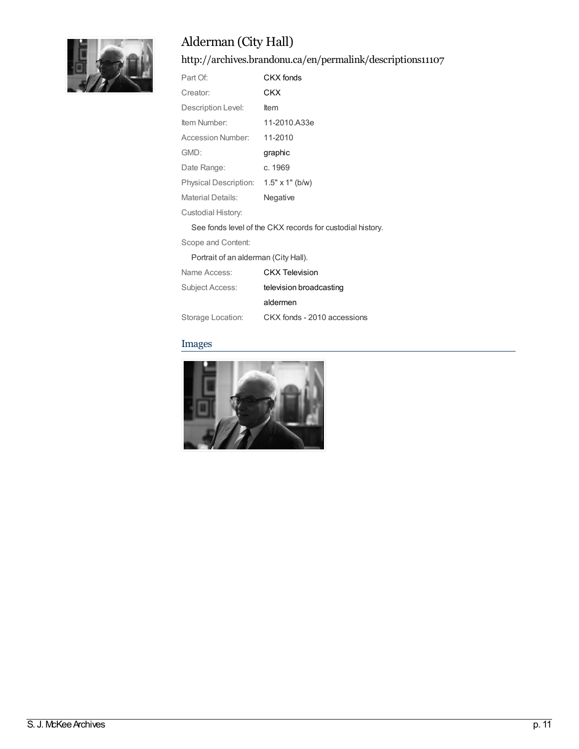# Alderman (City Hall)

http://archives.brandonu.ca/en/permalink/descriptions11107

| | |
|---|---|
| Part Of: | CKX fonds |
| Creator: | CKX |
| Description Level: | Item |
| Item Number: | 11-2010.A33e |
| Accession Number: | 11-2010 |
| GMD: | graphic |
| Date Range: | c. 1969 |
| Physical Description: | 1.5" x 1" (b/w) |
| Material Details: | Negative |

Custodial History:

See fonds level of the CKX records for custodial history.

Scope and Content:

Portrait of an alderman (City Hall).

| | |
|---|---|
| Name Access: | CKX Television |
| Subject Access: | television broadcasting |
| | aldermen |
| Storage Location: | CKX fonds - 2010 accessions |

## Images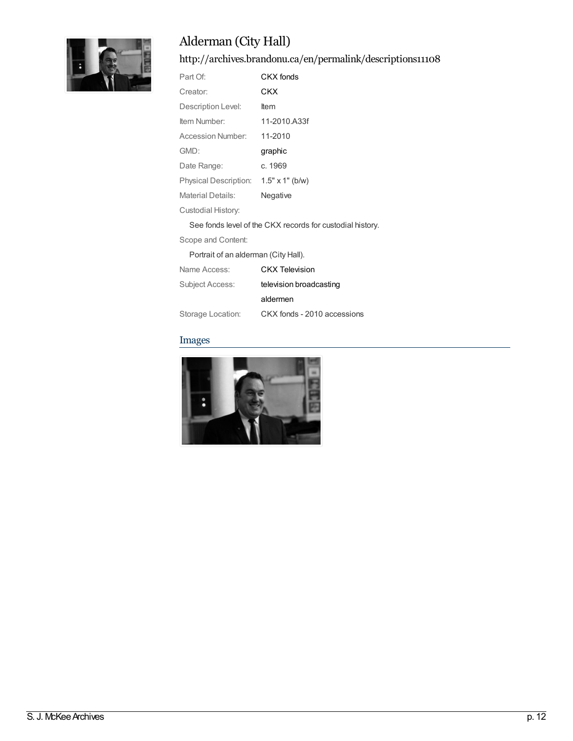# Alderman (City Hall)

## http://archives.brandonu.ca/en/permalink/descriptions11108

| | |
|---|---|
| Part Of: | CKX fonds |
| Creator: | CKX |
| Description Level: | Item |
| Item Number: | 11-2010.A33f |
| Accession Number: | 11-2010 |
| GMD: | graphic |
| Date Range: | c. 1969 |
| Physical Description: | 1.5" x 1" (b/w) |
| Material Details: | Negative |

Custodial History:

See fonds level of the CKX records for custodial history.

Scope and Content:

Portrait of an alderman (City Hall).

| | |
|---|---|
| Name Access: | CKX Television |
| Subject Access: | television broadcasting |
| | aldermen |
| Storage Location: | CKX fonds - 2010 accessions |

## Images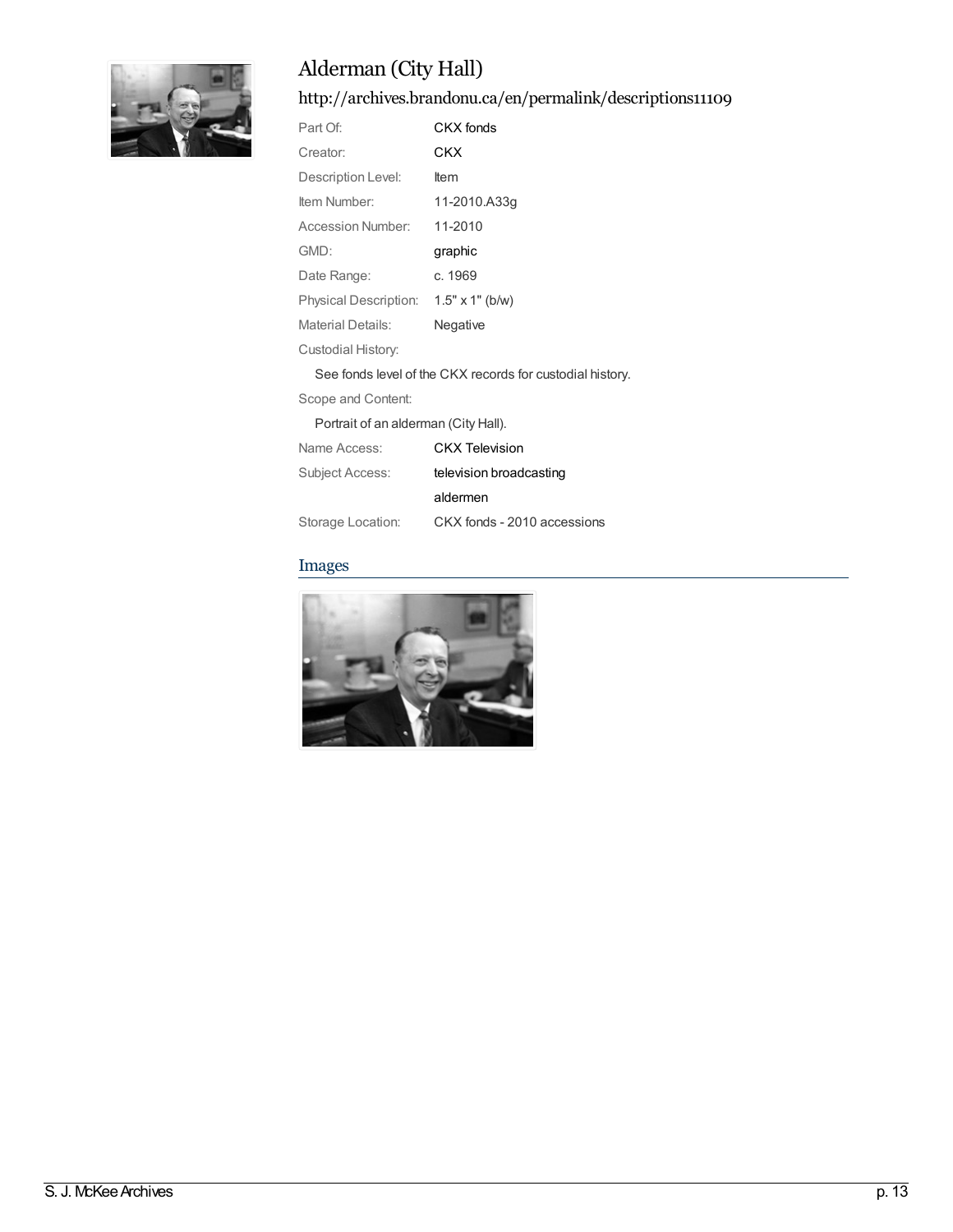# Alderman (City Hall)

http://archives.brandonu.ca/en/permalink/descriptions11109

| | |
|---|---|
| Part Of: | CKX fonds |
| Creator: | CKX |
| Description Level: | Item |
| Item Number: | 11-2010.A33g |
| Accession Number: | 11-2010 |
| GMD: | graphic |
| Date Range: | c. 1969 |
| Physical Description: | 1.5" x 1" (b/w) |
| Material Details: | Negative |

Custodial History:

See fonds level of the CKX records for custodial history.

Scope and Content:

Portrait of an alderman (City Hall).

| | |
|---|---|
| Name Access: | CKX Television |
| Subject Access: | television broadcasting |
| | aldermen |
| Storage Location: | CKX fonds - 2010 accessions |

## Images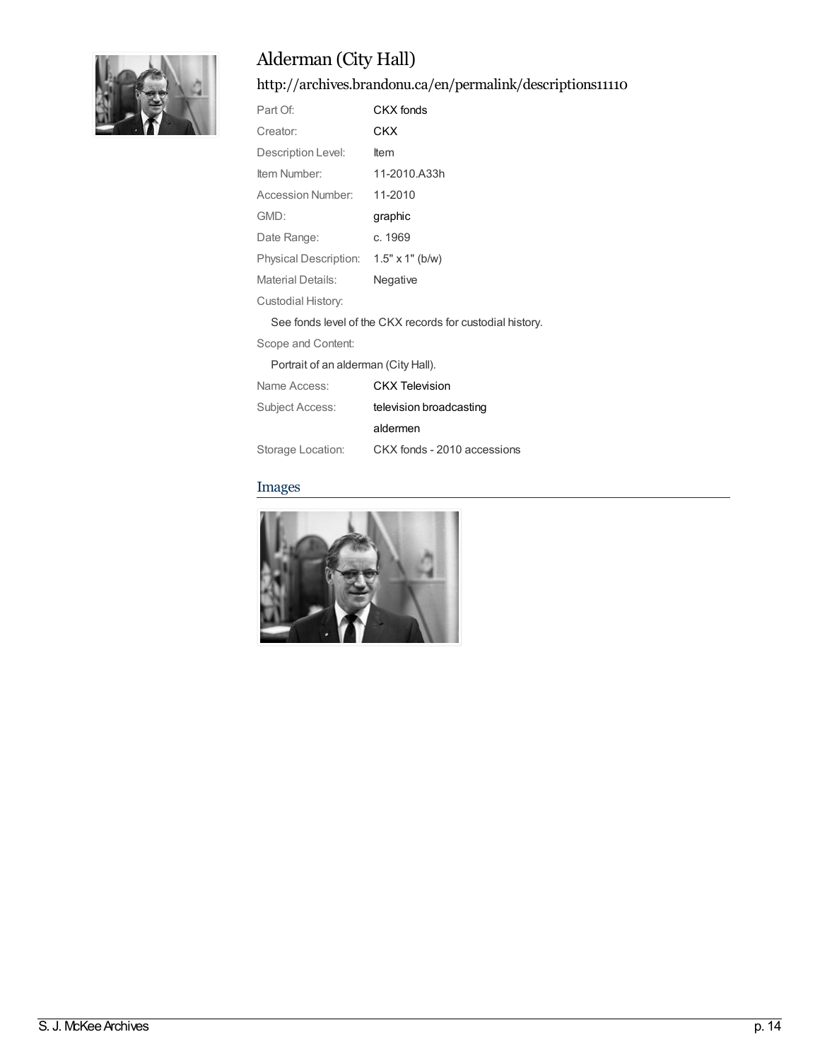# Alderman (City Hall)

## http://archives.brandonu.ca/en/permalink/descriptions11110

| | |
|---|---|
| Part Of: | CKX fonds |
| Creator: | CKX |
| Description Level: | Item |
| Item Number: | 11-2010.A33h |
| Accession Number: | 11-2010 |
| GMD: | graphic |
| Date Range: | c. 1969 |
| Physical Description: | 1.5" x 1" (b/w) |
| Material Details: | Negative |

Custodial History:

See fonds level of the CKX records for custodial history.

Scope and Content:

Portrait of an alderman (City Hall).

| | |
|---|---|
| Name Access: | CKX Television |
| Subject Access: | television broadcasting |
| | aldermen |
| Storage Location: | CKX fonds - 2010 accessions |

## Images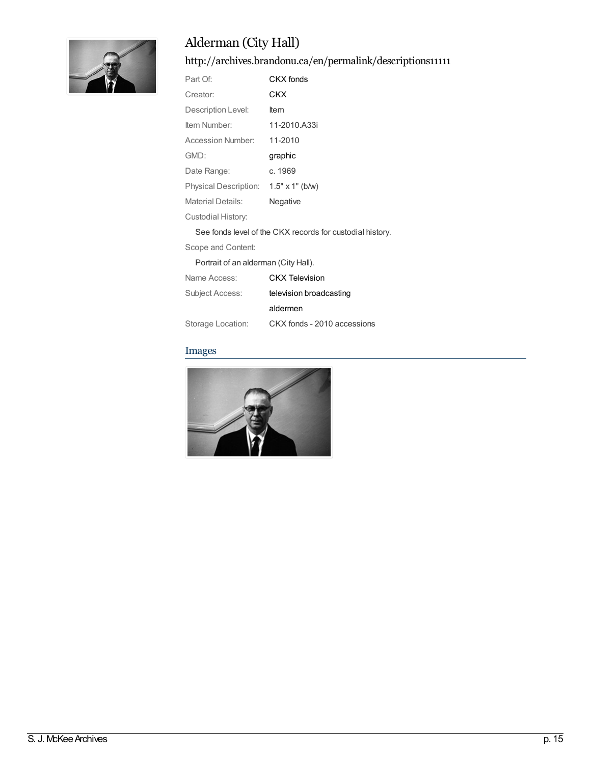# Alderman (City Hall)

## http://archives.brandonu.ca/en/permalink/descriptions11111

| | |
|---|---|
| Part Of: | CKX fonds |
| Creator: | CKX |
| Description Level: | Item |
| Item Number: | 11-2010.A33i |
| Accession Number: | 11-2010 |
| GMD: | graphic |
| Date Range: | c. 1969 |
| Physical Description: | 1.5" x 1" (b/w) |
| Material Details: | Negative |

Custodial History:

See fonds level of the CKX records for custodial history.

Scope and Content:

Portrait of an alderman (City Hall).

| | |
|---|---|
| Name Access: | CKX Television |
| Subject Access: | television broadcasting |
| | aldermen |
| Storage Location: | CKX fonds - 2010 accessions |

## Images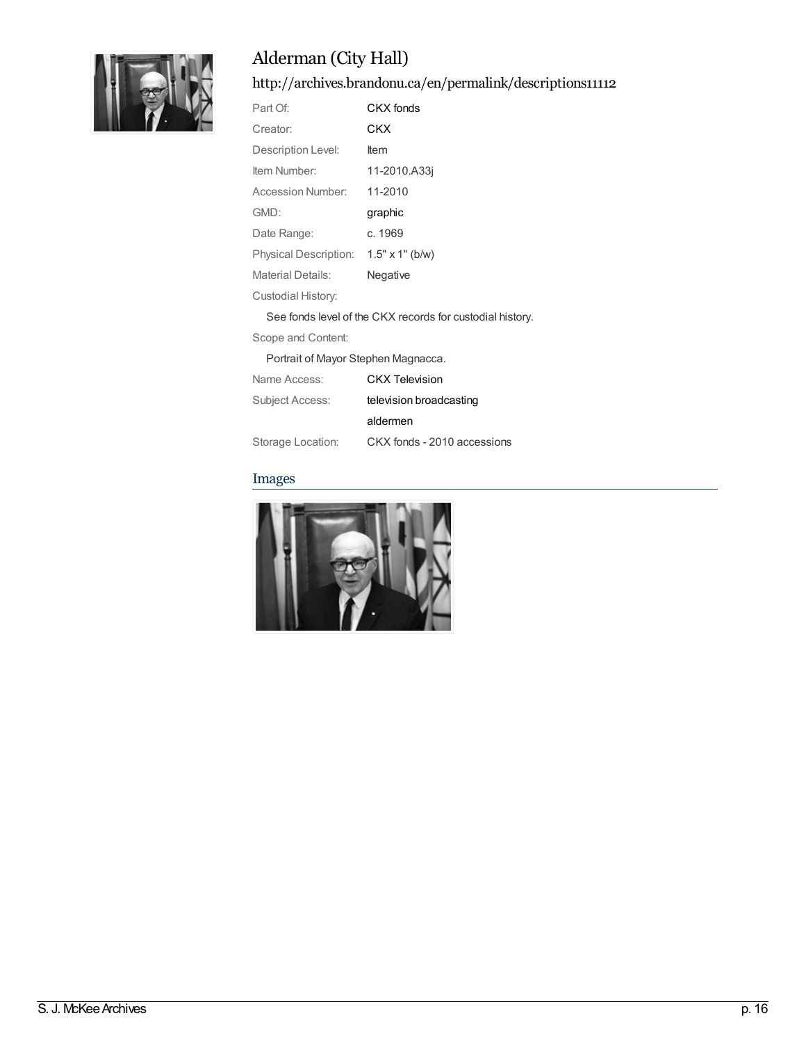# Alderman (City Hall)

## http://archives.brandonu.ca/en/permalink/descriptions11112

| | |
|---|---|
| Part Of: | CKX fonds |
| Creator: | CKX |
| Description Level: | Item |
| Item Number: | 11-2010.A33j |
| Accession Number: | 11-2010 |
| GMD: | graphic |
| Date Range: | c. 1969 |
| Physical Description: | 1.5" x 1" (b/w) |
| Material Details: | Negative |

Custodial History:

See fonds level of the CKX records for custodial history.

Scope and Content:

Portrait of Mayor Stephen Magnacca.

| | |
|---|---|
| Name Access: | CKX Television |
| Subject Access: | television broadcasting |
| | aldermen |
| Storage Location: | CKX fonds - 2010 accessions |

## Images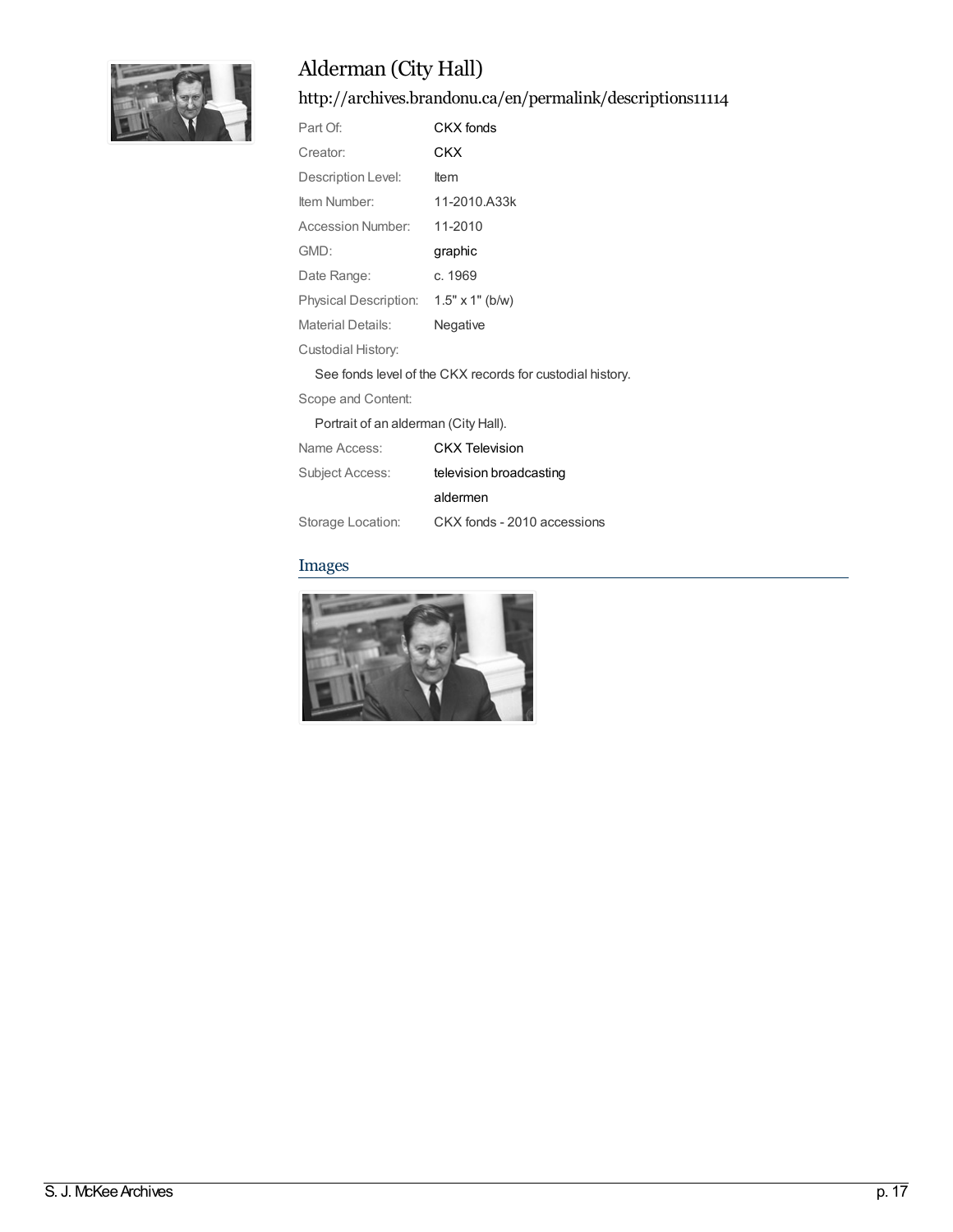# Alderman (City Hall)

## http://archives.brandonu.ca/en/permalink/descriptions11114

| | |
|---|---|
| Part Of: | CKX fonds |
| Creator: | CKX |
| Description Level: | Item |
| Item Number: | 11-2010.A33k |
| Accession Number: | 11-2010 |
| GMD: | graphic |
| Date Range: | c. 1969 |
| Physical Description: | 1.5" x 1" (b/w) |
| Material Details: | Negative |

Custodial History:

See fonds level of the CKX records for custodial history.

Scope and Content:

Portrait of an alderman (City Hall).

| | |
|---|---|
| Name Access: | CKX Television |
| Subject Access: | television broadcasting |
| | aldermen |
| Storage Location: | CKX fonds - 2010 accessions |

### Images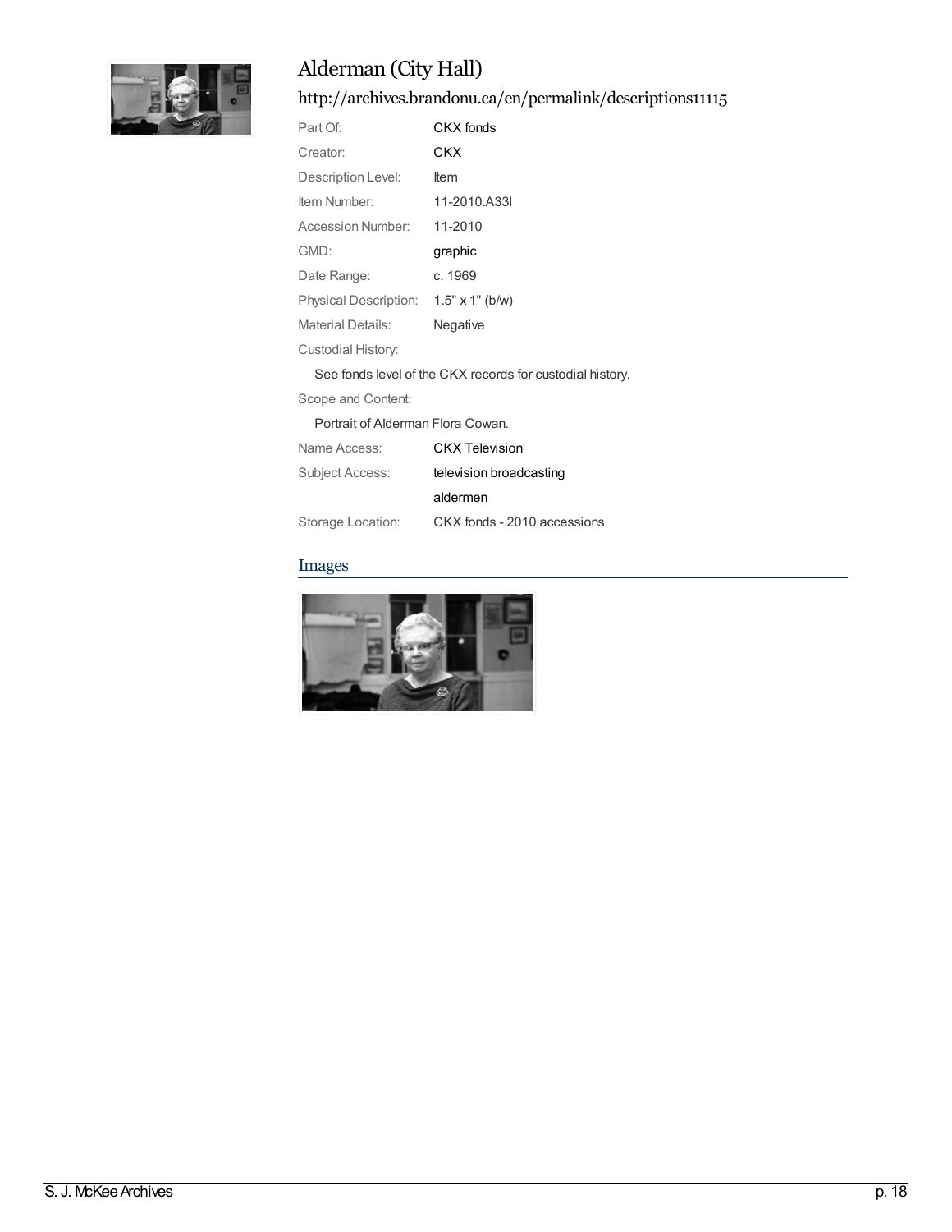# Alderman (City Hall)

## http://archives.brandonu.ca/en/permalink/descriptions11115

| | |
|---|---|
| Part Of: | CKX fonds |
| Creator: | CKX |
| Description Level: | Item |
| Item Number: | 11-2010.A33l |
| Accession Number: | 11-2010 |
| GMD: | graphic |
| Date Range: | c. 1969 |
| Physical Description: | 1.5" x 1" (b/w) |
| Material Details: | Negative |

Custodial History:

See fonds level of the CKX records for custodial history.

Scope and Content:

Portrait of Alderman Flora Cowan.

| | |
|---|---|
| Name Access: | CKX Television |
| Subject Access: | television broadcasting |
| | aldermen |
| Storage Location: | CKX fonds - 2010 accessions |

### Images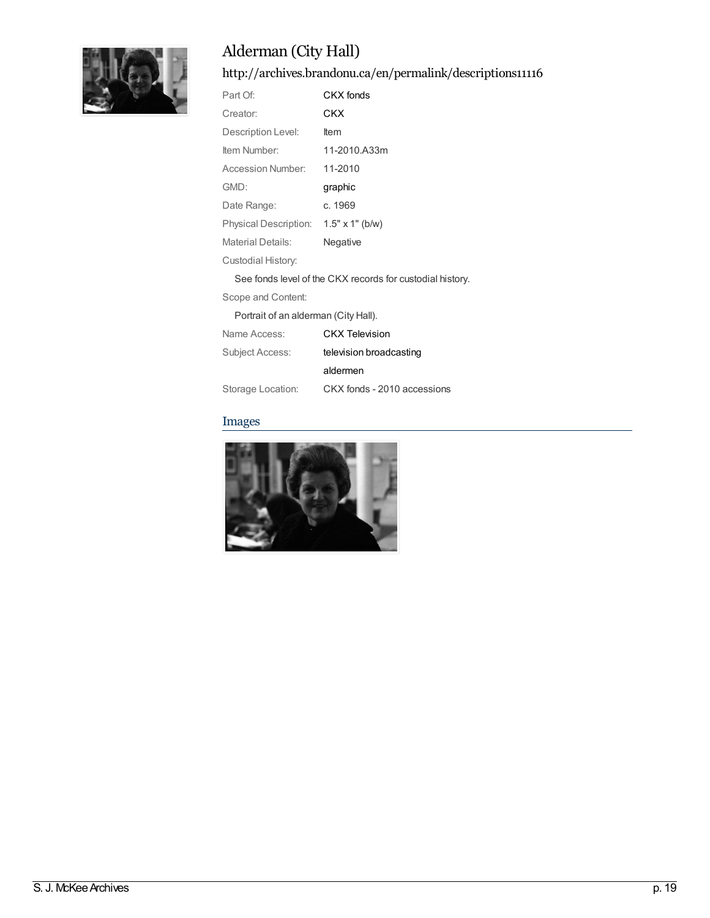# Alderman (City Hall)

## http://archives.brandonu.ca/en/permalink/descriptions11116

| | |
|---|---|
| Part Of: | CKX fonds |
| Creator: | CKX |
| Description Level: | Item |
| Item Number: | 11-2010.A33m |
| Accession Number: | 11-2010 |
| GMD: | graphic |
| Date Range: | c. 1969 |
| Physical Description: | 1.5" x 1" (b/w) |
| Material Details: | Negative |

Custodial History:

See fonds level of the CKX records for custodial history.

Scope and Content:

Portrait of an alderman (City Hall).

| | |
|---|---|
| Name Access: | CKX Television |
| Subject Access: | television broadcasting |
| | aldermen |
| Storage Location: | CKX fonds - 2010 accessions |

## Images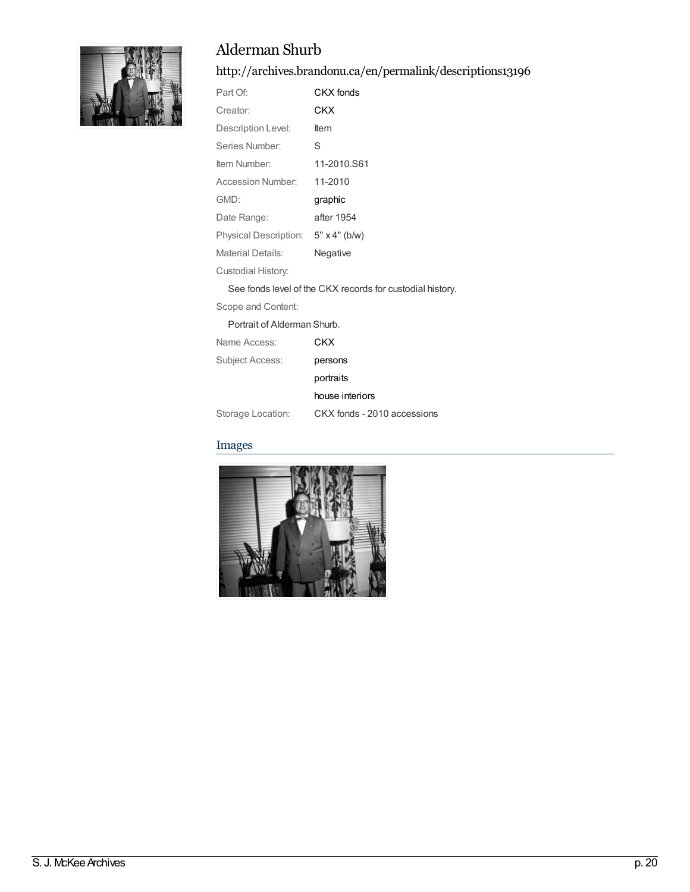# Alderman Shurb

http://archives.brandonu.ca/en/permalink/descriptions13196

| | |
|---|---|
| Part Of: | CKX fonds |
| Creator: | CKX |
| Description Level: | Item |
| Series Number: | S |
| Item Number: | 11-2010.S61 |
| Accession Number: | 11-2010 |
| GMD: | graphic |
| Date Range: | after 1954 |
| Physical Description: | 5" x 4" (b/w) |
| Material Details: | Negative |

Custodial History:

See fonds level of the CKX records for custodial history.

Scope and Content:

Portrait of Alderman Shurb.

| | |
|---|---|
| Name Access: | CKX |
| Subject Access: | persons |
| | portraits |
| | house interiors |
| Storage Location: | CKX fonds - 2010 accessions |

## Images